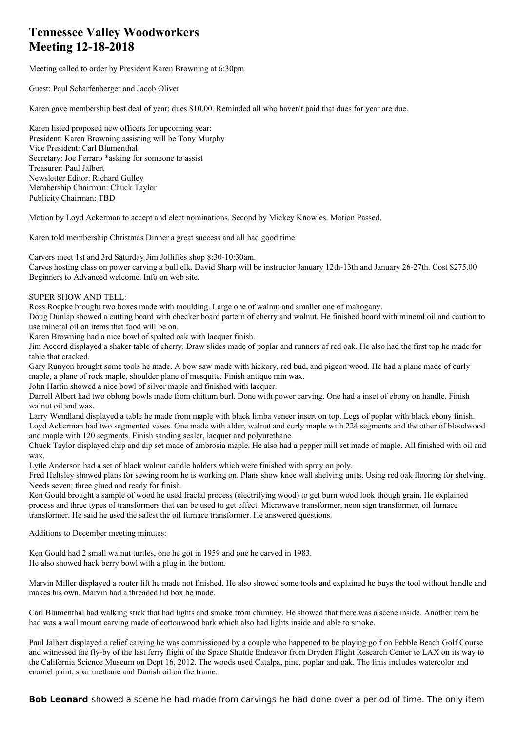# Tennessee Valley Woodworkers
# Meeting 12-18-2018

Meeting called to order by President Karen Browning at 6:30pm.

Guest: Paul Scharfenberger and Jacob Oliver

Karen gave membership best deal of year: dues $10.00. Reminded all who haven't paid that dues for year are due.

Karen listed proposed new officers for upcoming year:
President: Karen Browning assisting will be Tony Murphy
Vice President: Carl Blumenthal
Secretary: Joe Ferraro *asking for someone to assist
Treasurer: Paul Jalbert
Newsletter Editor: Richard Gulley
Membership Chairman: Chuck Taylor
Publicity Chairman: TBD

Motion by Loyd Ackerman to accept and elect nominations. Second by Mickey Knowles. Motion Passed.

Karen told membership Christmas Dinner a great success and all had good time.

Carvers meet 1st and 3rd Saturday Jim Jolliffes shop 8:30-10:30am.
Carves hosting class on power carving a bull elk. David Sharp will be instructor January 12th-13th and January 26-27th. Cost $275.00 Beginners to Advanced welcome. Info on web site.

SUPER SHOW AND TELL:
Ross Roepke brought two boxes made with moulding. Large one of walnut and smaller one of mahogany.
Doug Dunlap showed a cutting board with checker board pattern of cherry and walnut. He finished board with mineral oil and caution to use mineral oil on items that food will be on.
Karen Browning had a nice bowl of spalted oak with lacquer finish.
Jim Accord displayed a shaker table of cherry. Draw slides made of poplar and runners of red oak. He also had the first top he made for table that cracked.
Gary Runyon brought some tools he made. A bow saw made with hickory, red bud, and pigeon wood. He had a plane made of curly maple, a plane of rock maple, shoulder plane of mesquite. Finish antique min wax.
John Hartin showed a nice bowl of silver maple and finished with lacquer.
Darrell Albert had two oblong bowls made from chittum burl. Done with power carving. One had a inset of ebony on handle. Finish walnut oil and wax.
Larry Wendland displayed a table he made from maple with black limba veneer insert on top. Legs of poplar with black ebony finish.
Loyd Ackerman had two segmented vases. One made with alder, walnut and curly maple with 224 segments and the other of bloodwood and maple with 120 segments. Finish sanding sealer, lacquer and polyurethane.
Chuck Taylor displayed chip and dip set made of ambrosia maple. He also had a pepper mill set made of maple. All finished with oil and wax.
Lytle Anderson had a set of black walnut candle holders which were finished with spray on poly.
Fred Heltsley showed plans for sewing room he is working on. Plans show knee wall shelving units. Using red oak flooring for shelving. Needs seven; three glued and ready for finish.
Ken Gould brought a sample of wood he used fractal process (electrifying wood) to get burn wood look though grain. He explained process and three types of transformers that can be used to get effect. Microwave transformer, neon sign transformer, oil furnace transformer. He said he used the safest the oil furnace transformer. He answered questions.

Additions to December meeting minutes:

Ken Gould had 2 small walnut turtles, one he got in 1959 and one he carved in 1983.
He also showed hack berry bowl with a plug in the bottom.

Marvin Miller displayed a router lift he made not finished. He also showed some tools and explained he buys the tool without handle and makes his own. Marvin had a threaded lid box he made.

Carl Blumenthal had walking stick that had lights and smoke from chimney. He showed that there was a scene inside. Another item he had was a wall mount carving made of cottonwood bark which also had lights inside and able to smoke.

Paul Jalbert displayed a relief carving he was commissioned by a couple who happened to be playing golf on Pebble Beach Golf Course and witnessed the fly-by of the last ferry flight of the Space Shuttle Endeavor from Dryden Flight Research Center to LAX on its way to the California Science Museum on Dept 16, 2012. The woods used Catalpa, pine, poplar and oak. The finis includes watercolor and enamel paint, spar urethane and Danish oil on the frame.

**Bob Leonard** showed a scene he had made from carvings he had done over a period of time. The only item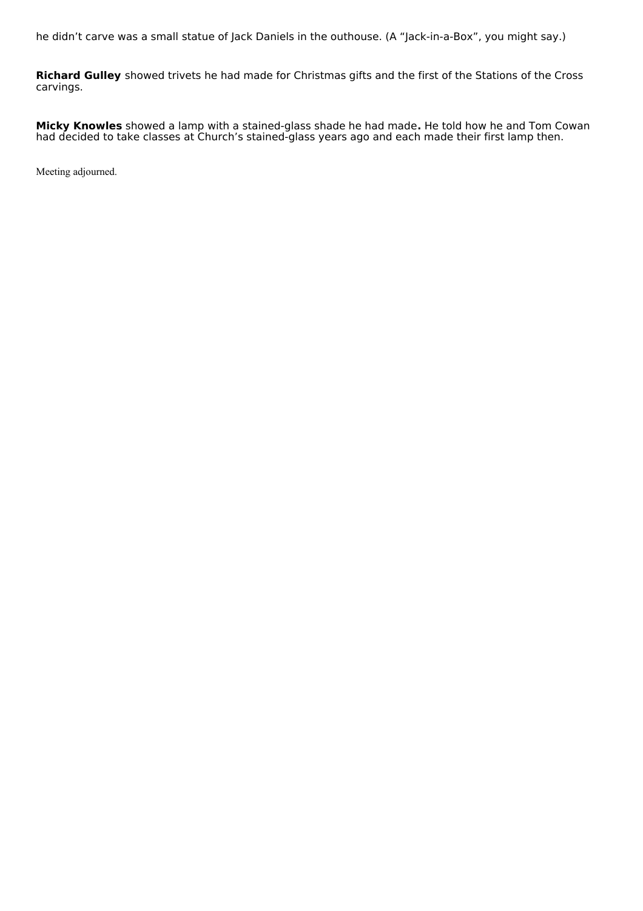he didn’t carve was a small statue of Jack Daniels in the outhouse. (A “Jack-in-a-Box”, you might say.)

**Richard Gulley** showed trivets he had made for Christmas gifts and the first of the Stations of the Cross carvings.

**Micky Knowles** showed a lamp with a stained-glass shade he had made**.** He told how he and Tom Cowan had decided to take classes at Church’s stained-glass years ago and each made their first lamp then.

Meeting adjourned.